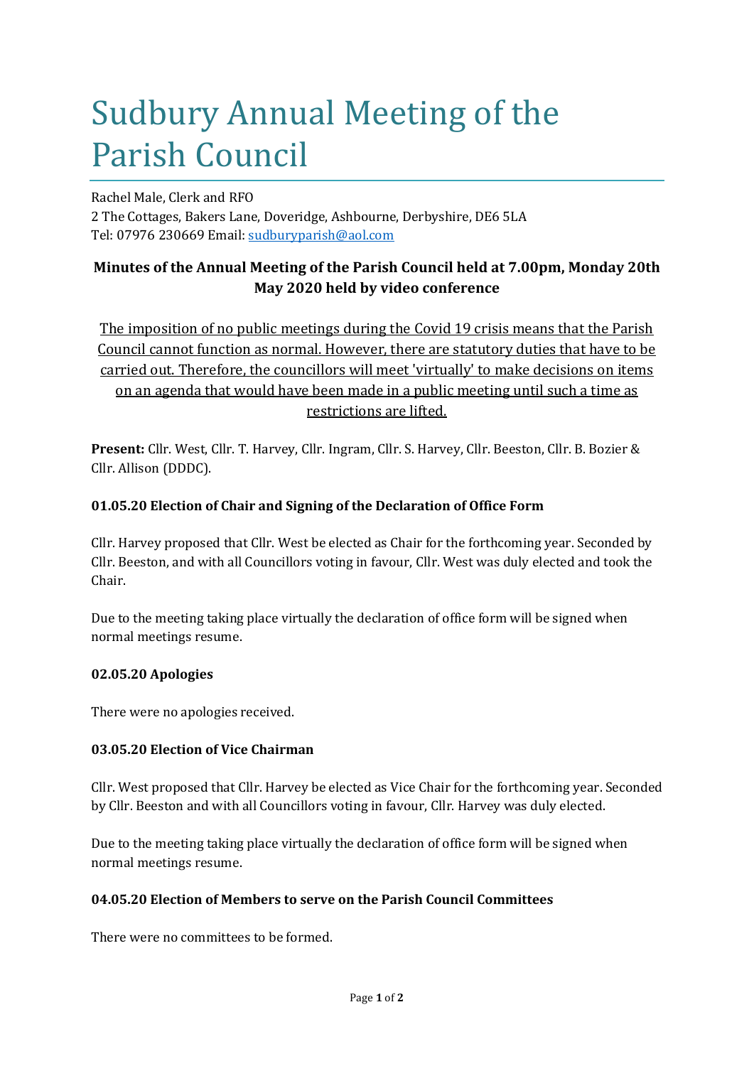# Sudbury Annual Meeting of the Parish Council

Rachel Male, Clerk and RFO
2 The Cottages, Bakers Lane, Doveridge, Ashbourne, Derbyshire, DE6 5LA
Tel: 07976 230669 Email: sudburyparish@aol.com

**Minutes of the Annual Meeting of the Parish Council held at 7.00pm, Monday 20th May 2020 held by video conference**

The imposition of no public meetings during the Covid 19 crisis means that the Parish Council cannot function as normal. However, there are statutory duties that have to be carried out. Therefore, the councillors will meet 'virtually' to make decisions on items on an agenda that would have been made in a public meeting until such a time as restrictions are lifted.

**Present:** Cllr. West, Cllr. T. Harvey, Cllr. Ingram, Cllr. S. Harvey, Cllr. Beeston, Cllr. B. Bozier & Cllr. Allison (DDDC).

**01.05.20 Election of Chair and Signing of the Declaration of Office Form**

Cllr. Harvey proposed that Cllr. West be elected as Chair for the forthcoming year. Seconded by Cllr. Beeston, and with all Councillors voting in favour, Cllr. West was duly elected and took the Chair.

Due to the meeting taking place virtually the declaration of office form will be signed when normal meetings resume.

**02.05.20 Apologies**

There were no apologies received.

**03.05.20 Election of Vice Chairman**

Cllr. West proposed that Cllr. Harvey be elected as Vice Chair for the forthcoming year. Seconded by Cllr. Beeston and with all Councillors voting in favour, Cllr. Harvey was duly elected.

Due to the meeting taking place virtually the declaration of office form will be signed when normal meetings resume.

**04.05.20 Election of Members to serve on the Parish Council Committees**

There were no committees to be formed.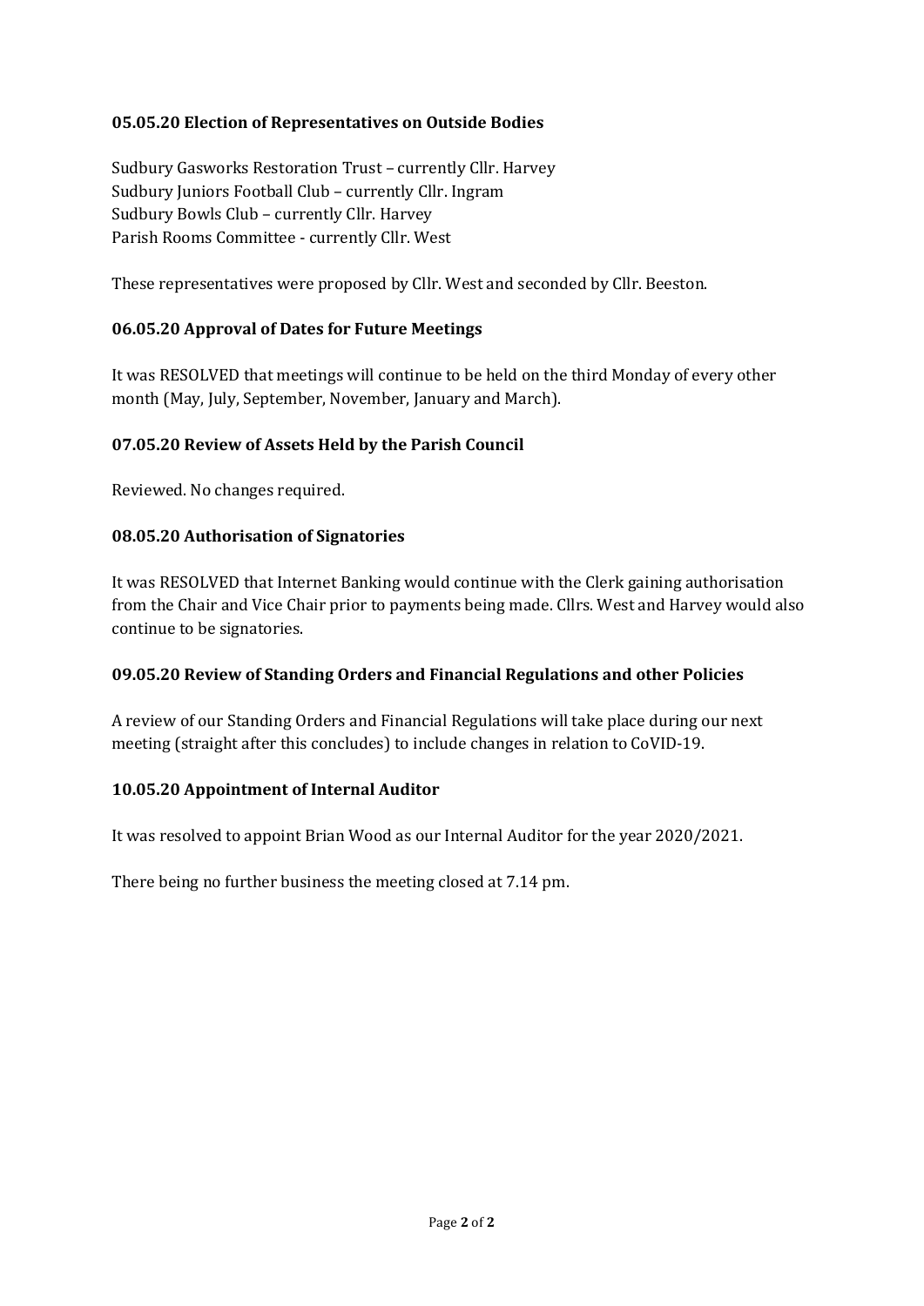**05.05.20 Election of Representatives on Outside Bodies**

Sudbury Gasworks Restoration Trust – currently Cllr. Harvey
Sudbury Juniors Football Club – currently Cllr. Ingram
Sudbury Bowls Club – currently Cllr. Harvey
Parish Rooms Committee - currently Cllr. West

These representatives were proposed by Cllr. West and seconded by Cllr. Beeston.

**06.05.20 Approval of Dates for Future Meetings**

It was RESOLVED that meetings will continue to be held on the third Monday of every other month (May, July, September, November, January and March).

**07.05.20 Review of Assets Held by the Parish Council**

Reviewed. No changes required.

**08.05.20 Authorisation of Signatories**

It was RESOLVED that Internet Banking would continue with the Clerk gaining authorisation from the Chair and Vice Chair prior to payments being made. Cllrs. West and Harvey would also continue to be signatories.

**09.05.20 Review of Standing Orders and Financial Regulations and other Policies**

A review of our Standing Orders and Financial Regulations will take place during our next meeting (straight after this concludes) to include changes in relation to CoVID-19.

**10.05.20 Appointment of Internal Auditor**

It was resolved to appoint Brian Wood as our Internal Auditor for the year 2020/2021.

There being no further business the meeting closed at 7.14 pm.